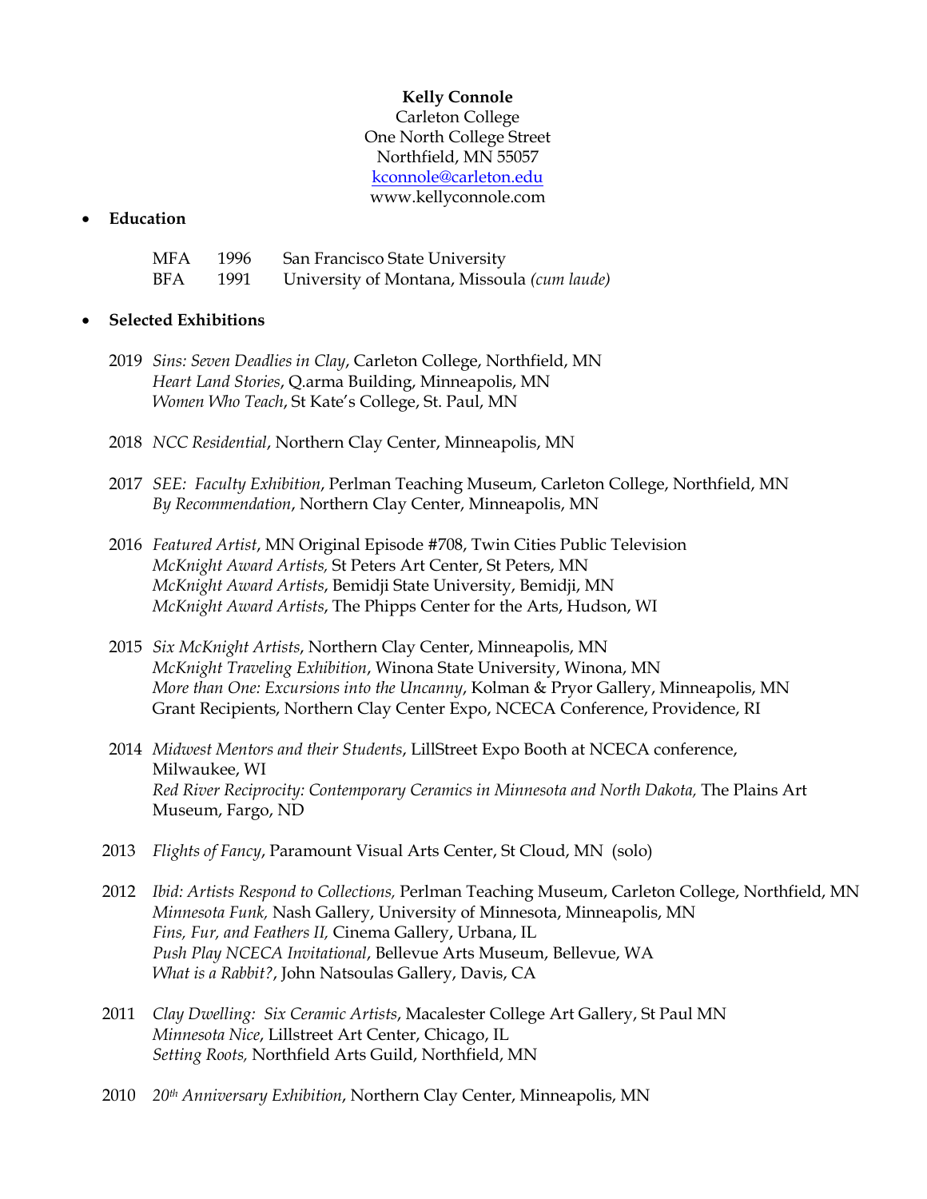**Kelly Connole**
Carleton College
One North College Street
Northfield, MN 55057
kconnole@carleton.edu
www.kellyconnole.com

- **Education**

| | | |
|---|---|---|
| MFA | 1996 | San Francisco State University |
| BFA | 1991 | University of Montana, Missoula *(cum laude)* |

- **Selected Exhibitions**

2019 *Sins: Seven Deadlies in Clay*, Carleton College, Northfield, MN
*Heart Land Stories*, Q.arma Building, Minneapolis, MN
*Women Who Teach*, St Kate's College, St. Paul, MN

2018 *NCC Residential*, Northern Clay Center, Minneapolis, MN

2017 *SEE: Faculty Exhibition*, Perlman Teaching Museum, Carleton College, Northfield, MN
*By Recommendation*, Northern Clay Center, Minneapolis, MN

2016 *Featured Artist*, MN Original Episode #708, Twin Cities Public Television
*McKnight Award Artists,* St Peters Art Center, St Peters, MN
*McKnight Award Artists*, Bemidji State University, Bemidji, MN
*McKnight Award Artists*, The Phipps Center for the Arts, Hudson, WI

2015 *Six McKnight Artists*, Northern Clay Center, Minneapolis, MN
*McKnight Traveling Exhibition*, Winona State University, Winona, MN
*More than One: Excursions into the Uncanny*, Kolman & Pryor Gallery, Minneapolis, MN
Grant Recipients, Northern Clay Center Expo, NCECA Conference, Providence, RI

2014 *Midwest Mentors and their Students*, LillStreet Expo Booth at NCECA conference, Milwaukee, WI
*Red River Reciprocity: Contemporary Ceramics in Minnesota and North Dakota,* The Plains Art Museum, Fargo, ND

2013 *Flights of Fancy*, Paramount Visual Arts Center, St Cloud, MN (solo)

2012 *Ibid: Artists Respond to Collections,* Perlman Teaching Museum, Carleton College, Northfield, MN
*Minnesota Funk,* Nash Gallery, University of Minnesota, Minneapolis, MN
*Fins, Fur, and Feathers II,* Cinema Gallery, Urbana, IL
*Push Play NCECA Invitational*, Bellevue Arts Museum, Bellevue, WA
*What is a Rabbit?*, John Natsoulas Gallery, Davis, CA

2011 *Clay Dwelling: Six Ceramic Artists*, Macalester College Art Gallery, St Paul MN
*Minnesota Nice*, Lillstreet Art Center, Chicago, IL
*Setting Roots,* Northfield Arts Guild, Northfield, MN

2010 *20th Anniversary Exhibition*, Northern Clay Center, Minneapolis, MN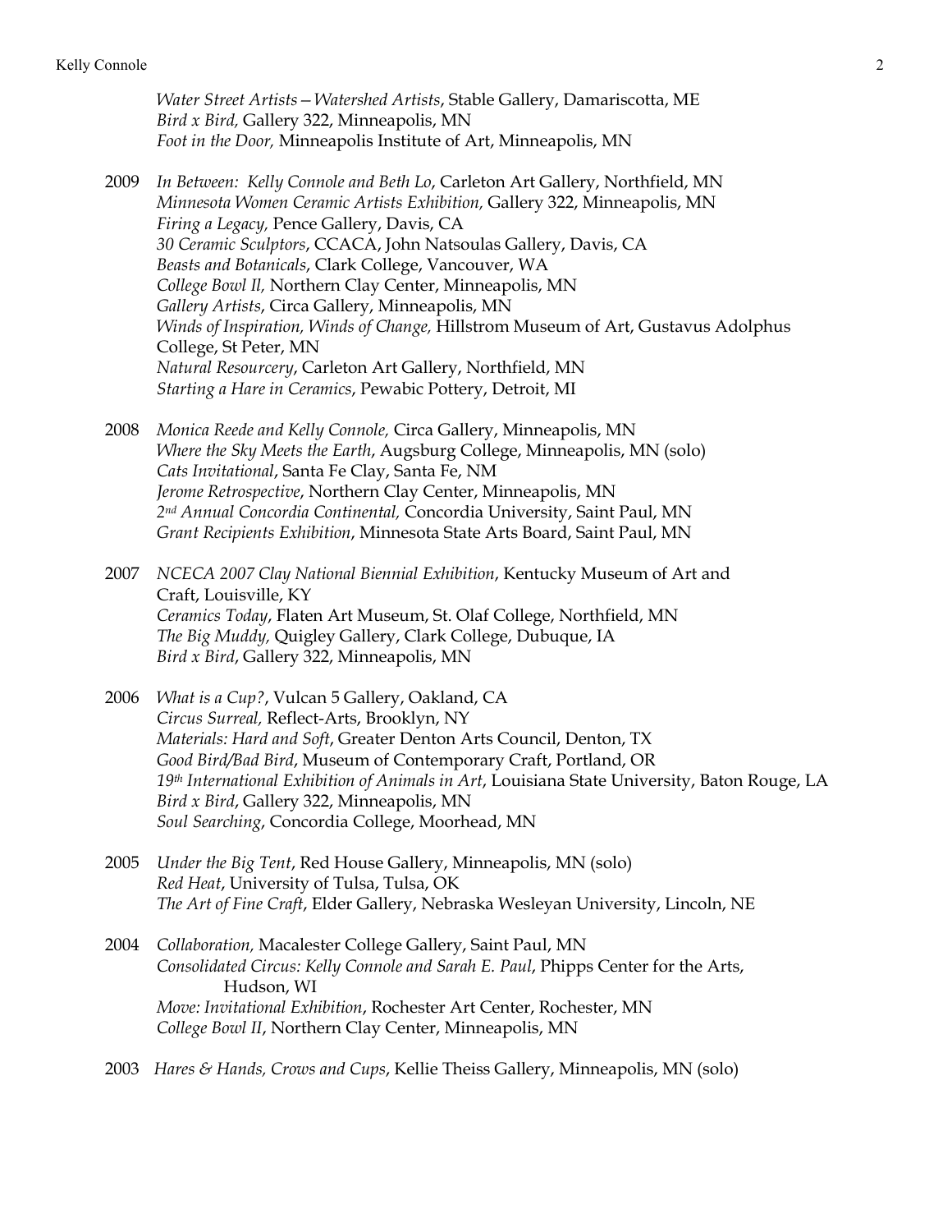*Water Street Artists—Watershed Artists*, Stable Gallery, Damariscotta, ME
*Bird x Bird,* Gallery 322, Minneapolis, MN
*Foot in the Door,* Minneapolis Institute of Art, Minneapolis, MN

2009 *In Between: Kelly Connole and Beth Lo*, Carleton Art Gallery, Northfield, MN
*Minnesota Women Ceramic Artists Exhibition,* Gallery 322, Minneapolis, MN
*Firing a Legacy,* Pence Gallery, Davis, CA
*30 Ceramic Sculptors*, CCACA, John Natsoulas Gallery, Davis, CA
*Beasts and Botanicals*, Clark College, Vancouver, WA
*College Bowl Il,* Northern Clay Center, Minneapolis, MN
*Gallery Artists*, Circa Gallery, Minneapolis, MN
*Winds of Inspiration, Winds of Change,* Hillstrom Museum of Art, Gustavus Adolphus College, St Peter, MN
*Natural Resourcery*, Carleton Art Gallery, Northfield, MN
*Starting a Hare in Ceramics*, Pewabic Pottery, Detroit, MI

2008 *Monica Reede and Kelly Connole,* Circa Gallery, Minneapolis, MN
*Where the Sky Meets the Earth*, Augsburg College, Minneapolis, MN (solo)
*Cats Invitational*, Santa Fe Clay, Santa Fe, NM
*Jerome Retrospective*, Northern Clay Center, Minneapolis, MN
*2nd Annual Concordia Continental,* Concordia University, Saint Paul, MN
*Grant Recipients Exhibition*, Minnesota State Arts Board, Saint Paul, MN

2007 *NCECA 2007 Clay National Biennial Exhibition*, Kentucky Museum of Art and Craft, Louisville, KY
*Ceramics Today*, Flaten Art Museum, St. Olaf College, Northfield, MN
*The Big Muddy,* Quigley Gallery, Clark College, Dubuque, IA
*Bird x Bird*, Gallery 322, Minneapolis, MN

2006 *What is a Cup?*, Vulcan 5 Gallery, Oakland, CA
*Circus Surreal,* Reflect-Arts, Brooklyn, NY
*Materials: Hard and Soft*, Greater Denton Arts Council, Denton, TX
*Good Bird/Bad Bird*, Museum of Contemporary Craft, Portland, OR
*19th International Exhibition of Animals in Art*, Louisiana State University, Baton Rouge, LA
*Bird x Bird*, Gallery 322, Minneapolis, MN
*Soul Searching*, Concordia College, Moorhead, MN

2005 *Under the Big Tent*, Red House Gallery, Minneapolis, MN (solo)
*Red Heat*, University of Tulsa, Tulsa, OK
*The Art of Fine Craft*, Elder Gallery, Nebraska Wesleyan University, Lincoln, NE

2004 *Collaboration,* Macalester College Gallery, Saint Paul, MN
*Consolidated Circus: Kelly Connole and Sarah E. Paul*, Phipps Center for the Arts, Hudson, WI
*Move: Invitational Exhibition*, Rochester Art Center, Rochester, MN
*College Bowl II*, Northern Clay Center, Minneapolis, MN

2003 *Hares & Hands, Crows and Cups*, Kellie Theiss Gallery, Minneapolis, MN (solo)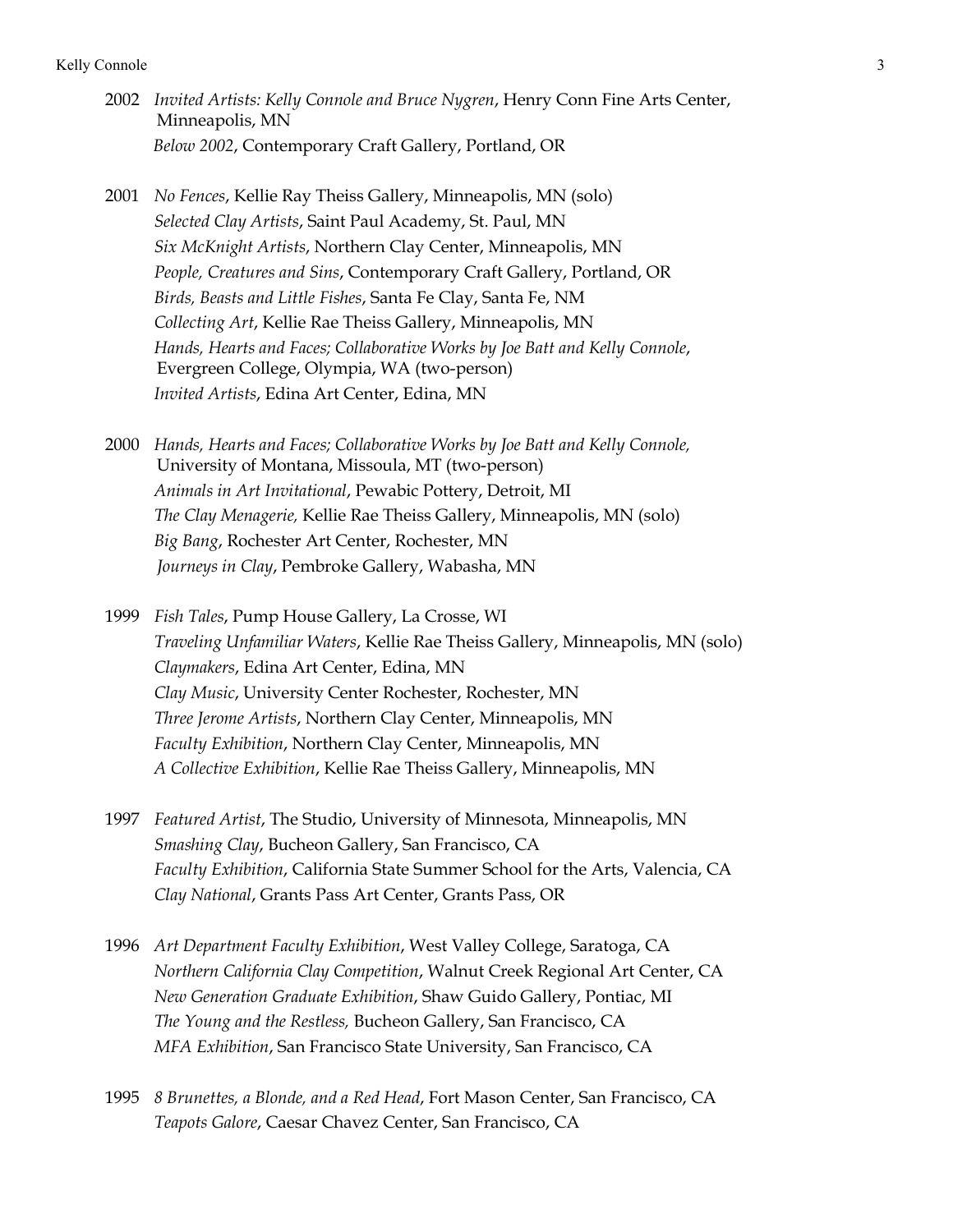2002 *Invited Artists: Kelly Connole and Bruce Nygren*, Henry Conn Fine Arts Center, Minneapolis, MN
*Below 2002*, Contemporary Craft Gallery, Portland, OR

2001 *No Fences*, Kellie Ray Theiss Gallery, Minneapolis, MN (solo)
*Selected Clay Artists*, Saint Paul Academy, St. Paul, MN
*Six McKnight Artists*, Northern Clay Center, Minneapolis, MN
*People, Creatures and Sins*, Contemporary Craft Gallery, Portland, OR
*Birds, Beasts and Little Fishes*, Santa Fe Clay, Santa Fe, NM
*Collecting Art*, Kellie Rae Theiss Gallery, Minneapolis, MN
*Hands, Hearts and Faces; Collaborative Works by Joe Batt and Kelly Connole*, Evergreen College, Olympia, WA (two-person)
*Invited Artists*, Edina Art Center, Edina, MN

2000 *Hands, Hearts and Faces; Collaborative Works by Joe Batt and Kelly Connole,* University of Montana, Missoula, MT (two-person)
*Animals in Art Invitational*, Pewabic Pottery, Detroit, MI
*The Clay Menagerie,* Kellie Rae Theiss Gallery, Minneapolis, MN (solo)
*Big Bang*, Rochester Art Center, Rochester, MN
*Journeys in Clay*, Pembroke Gallery, Wabasha, MN

1999 *Fish Tales*, Pump House Gallery, La Crosse, WI
*Traveling Unfamiliar Waters*, Kellie Rae Theiss Gallery, Minneapolis, MN (solo)
*Claymakers*, Edina Art Center, Edina, MN
*Clay Music*, University Center Rochester, Rochester, MN
*Three Jerome Artists*, Northern Clay Center, Minneapolis, MN
*Faculty Exhibition*, Northern Clay Center, Minneapolis, MN
*A Collective Exhibition*, Kellie Rae Theiss Gallery, Minneapolis, MN

1997 *Featured Artist*, The Studio, University of Minnesota, Minneapolis, MN
*Smashing Clay*, Bucheon Gallery, San Francisco, CA
*Faculty Exhibition*, California State Summer School for the Arts, Valencia, CA
*Clay National*, Grants Pass Art Center, Grants Pass, OR

1996 *Art Department Faculty Exhibition*, West Valley College, Saratoga, CA
*Northern California Clay Competition*, Walnut Creek Regional Art Center, CA
*New Generation Graduate Exhibition*, Shaw Guido Gallery, Pontiac, MI
*The Young and the Restless,* Bucheon Gallery, San Francisco, CA
*MFA Exhibition*, San Francisco State University, San Francisco, CA

1995 *8 Brunettes, a Blonde, and a Red Head*, Fort Mason Center, San Francisco, CA
*Teapots Galore*, Caesar Chavez Center, San Francisco, CA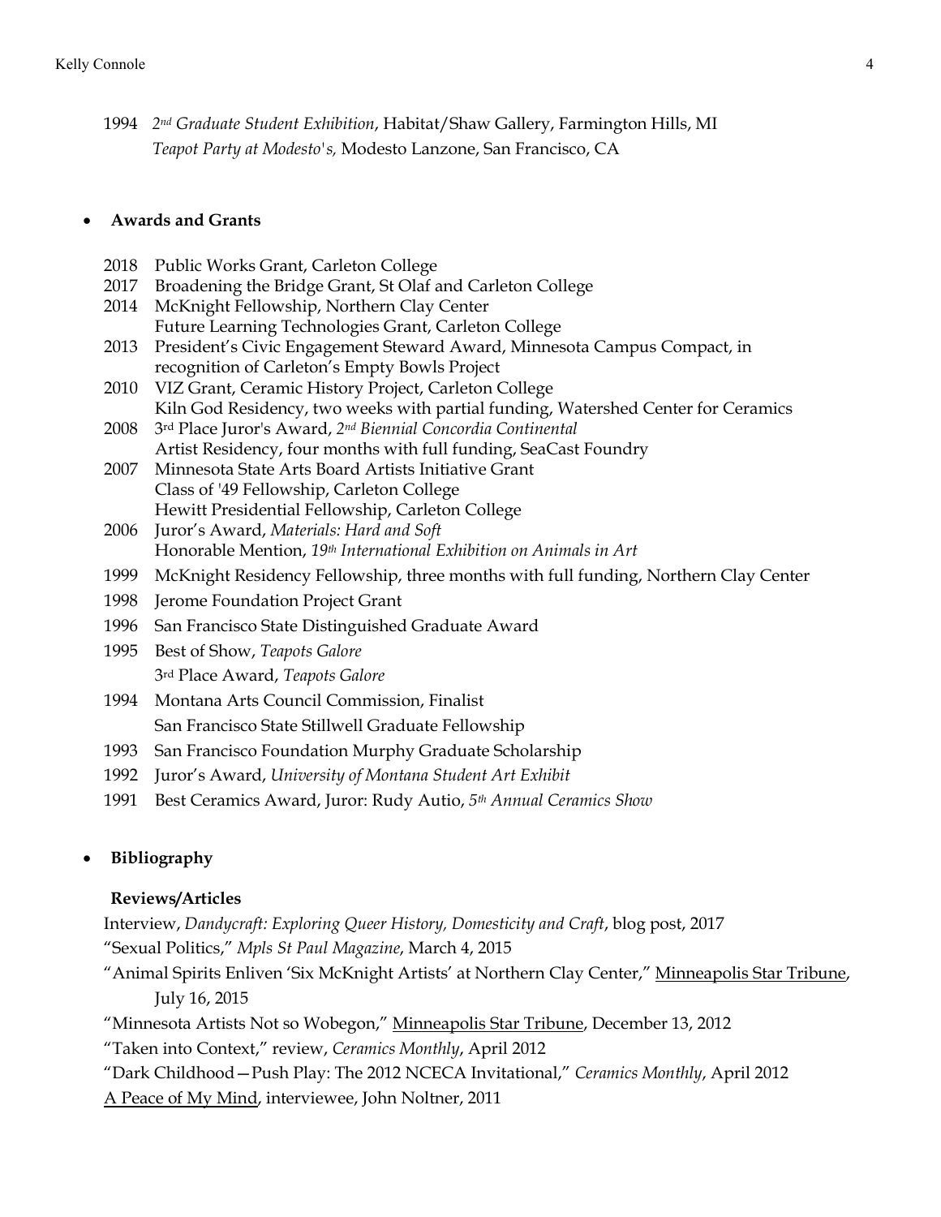1994 *2nd Graduate Student Exhibition*, Habitat/Shaw Gallery, Farmington Hills, MI
*Teapot Party at Modesto's,* Modesto Lanzone, San Francisco, CA

- **Awards and Grants**

2018 Public Works Grant, Carleton College
2017 Broadening the Bridge Grant, St Olaf and Carleton College
2014 McKnight Fellowship, Northern Clay Center
Future Learning Technologies Grant, Carleton College
2013 President's Civic Engagement Steward Award, Minnesota Campus Compact, in recognition of Carleton's Empty Bowls Project
2010 VIZ Grant, Ceramic History Project, Carleton College
Kiln God Residency, two weeks with partial funding, Watershed Center for Ceramics
2008 3rd Place Juror's Award, *2nd Biennial Concordia Continental*
Artist Residency, four months with full funding, SeaCast Foundry
2007 Minnesota State Arts Board Artists Initiative Grant
Class of '49 Fellowship, Carleton College
Hewitt Presidential Fellowship, Carleton College
2006 Juror's Award, *Materials: Hard and Soft*
Honorable Mention, *19th International Exhibition on Animals in Art*
1999 McKnight Residency Fellowship, three months with full funding, Northern Clay Center
1998 Jerome Foundation Project Grant
1996 San Francisco State Distinguished Graduate Award
1995 Best of Show, *Teapots Galore*
3rd Place Award, *Teapots Galore*
1994 Montana Arts Council Commission, Finalist
San Francisco State Stillwell Graduate Fellowship
1993 San Francisco Foundation Murphy Graduate Scholarship
1992 Juror's Award, *University of Montana Student Art Exhibit*
1991 Best Ceramics Award, Juror: Rudy Autio, *5th Annual Ceramics Show*

- **Bibliography**

**Reviews/Articles**

Interview, *Dandycraft: Exploring Queer History, Domesticity and Craft*, blog post, 2017
"Sexual Politics," *Mpls St Paul Magazine*, March 4, 2015
"Animal Spirits Enliven 'Six McKnight Artists' at Northern Clay Center," Minneapolis Star Tribune, July 16, 2015
"Minnesota Artists Not so Wobegon," Minneapolis Star Tribune, December 13, 2012
"Taken into Context," review, *Ceramics Monthly*, April 2012
"Dark Childhood—Push Play: The 2012 NCECA Invitational," *Ceramics Monthly*, April 2012
A Peace of My Mind, interviewee, John Noltner, 2011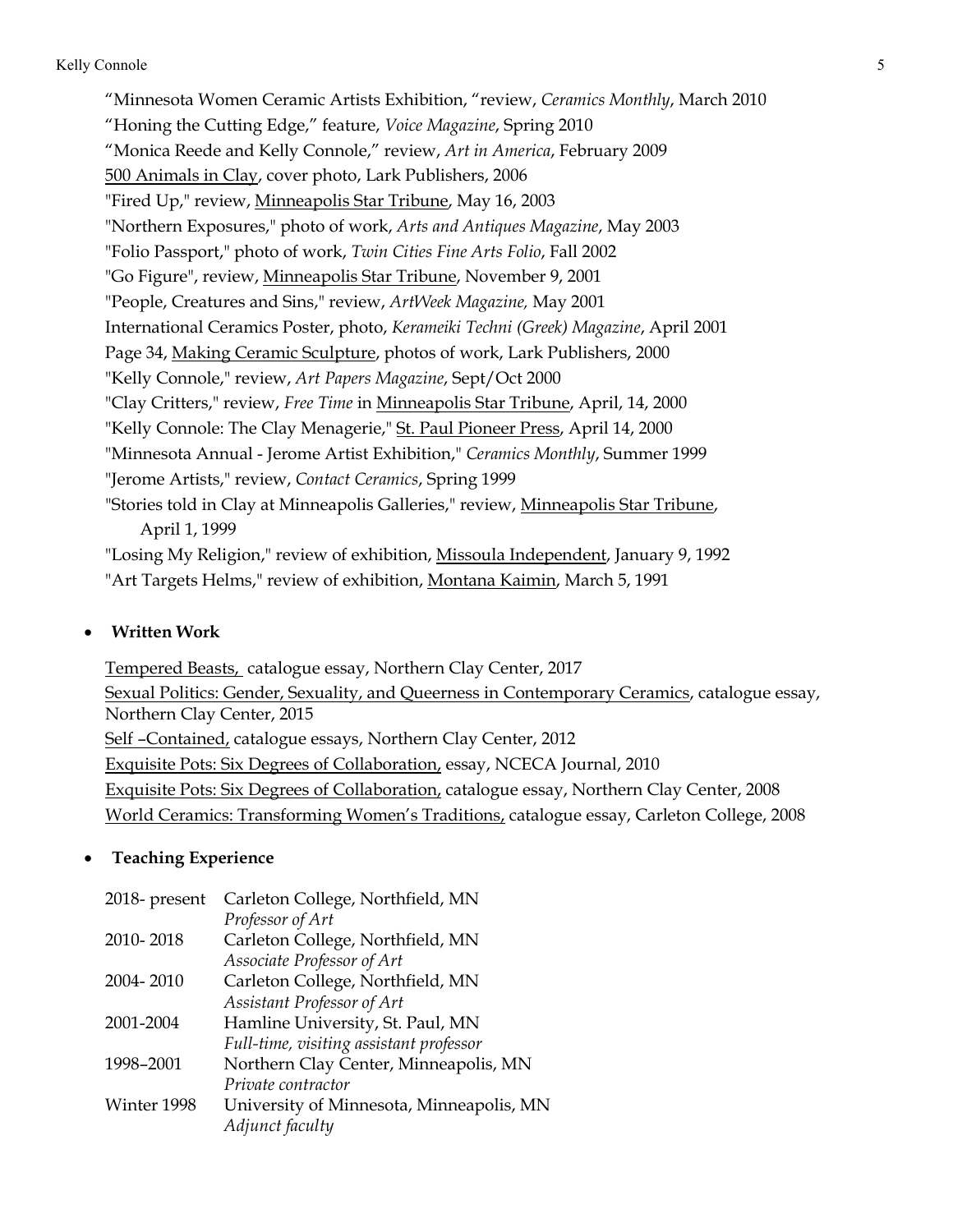"Minnesota Women Ceramic Artists Exhibition, "review, *Ceramics Monthly*, March 2010
"Honing the Cutting Edge," feature, *Voice Magazine*, Spring 2010
"Monica Reede and Kelly Connole," review, *Art in America*, February 2009
<u>500 Animals in Clay</u>, cover photo, Lark Publishers, 2006
"Fired Up," review, <u>Minneapolis Star Tribune</u>, May 16, 2003
"Northern Exposures," photo of work, *Arts and Antiques Magazine*, May 2003
"Folio Passport," photo of work, *Twin Cities Fine Arts Folio*, Fall 2002
"Go Figure", review, <u>Minneapolis Star Tribune</u>, November 9, 2001
"People, Creatures and Sins," review, *ArtWeek Magazine,* May 2001
International Ceramics Poster, photo, *Kerameiki Techni (Greek) Magazine*, April 2001
Page 34, <u>Making Ceramic Sculpture</u>, photos of work, Lark Publishers, 2000
"Kelly Connole," review, *Art Papers Magazine*, Sept/Oct 2000
"Clay Critters," review, *Free Time* in <u>Minneapolis Star Tribune</u>, April, 14, 2000
"Kelly Connole: The Clay Menagerie," <u>St. Paul Pioneer Press</u>, April 14, 2000
"Minnesota Annual - Jerome Artist Exhibition," *Ceramics Monthly*, Summer 1999
"Jerome Artists," review, *Contact Ceramics*, Spring 1999
"Stories told in Clay at Minneapolis Galleries," review, <u>Minneapolis Star Tribune</u>, April 1, 1999
"Losing My Religion," review of exhibition, <u>Missoula Independent</u>, January 9, 1992
"Art Targets Helms," review of exhibition, <u>Montana Kaimin</u>, March 5, 1991

- **Written Work**

<u>Tempered Beasts,</u> catalogue essay, Northern Clay Center, 2017
<u>Sexual Politics: Gender, Sexuality, and Queerness in Contemporary Ceramics</u>, catalogue essay, Northern Clay Center, 2015
<u>Self –Contained,</u> catalogue essays, Northern Clay Center, 2012
<u>Exquisite Pots: Six Degrees of Collaboration,</u> essay, NCECA Journal, 2010
<u>Exquisite Pots: Six Degrees of Collaboration,</u> catalogue essay, Northern Clay Center, 2008
<u>World Ceramics: Transforming Women's Traditions,</u> catalogue essay, Carleton College, 2008

- **Teaching Experience**

| | |
|---|---|
| 2018- present | Carleton College, Northfield, MN<br>*Professor of Art* |
| 2010- 2018 | Carleton College, Northfield, MN<br>*Associate Professor of Art* |
| 2004- 2010 | Carleton College, Northfield, MN<br>*Assistant Professor of Art* |
| 2001-2004 | Hamline University, St. Paul, MN<br>*Full-time, visiting assistant professor* |
| 1998–2001 | Northern Clay Center, Minneapolis, MN<br>*Private contractor* |
| Winter 1998 | University of Minnesota, Minneapolis, MN<br>*Adjunct faculty* |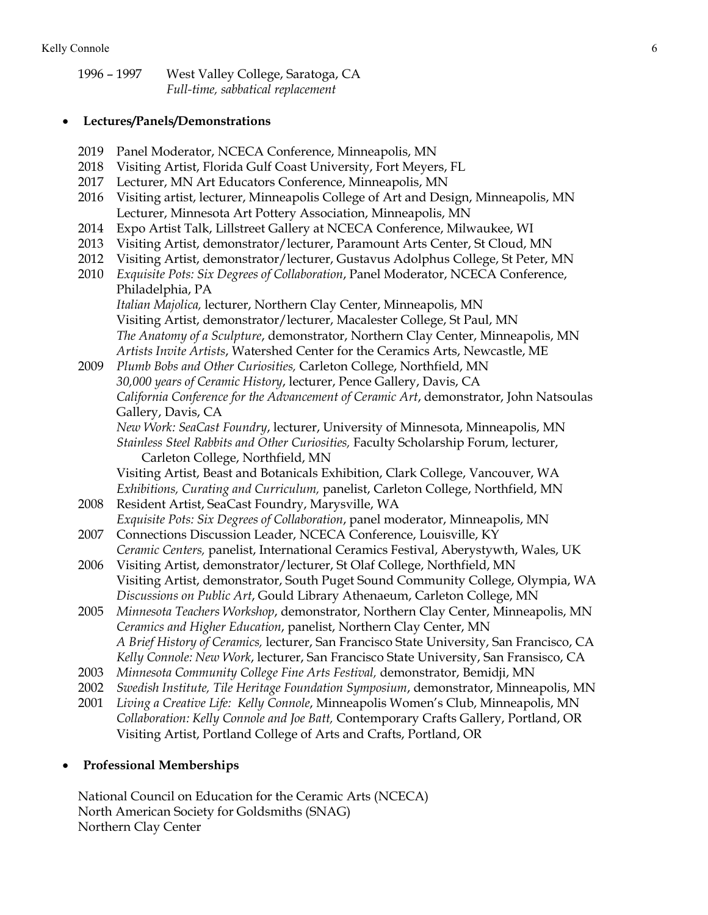1996 – 1997 West Valley College, Saratoga, CA
*Full-time, sabbatical replacement*

- **Lectures/Panels/Demonstrations**

2019 Panel Moderator, NCECA Conference, Minneapolis, MN
2018 Visiting Artist, Florida Gulf Coast University, Fort Meyers, FL
2017 Lecturer, MN Art Educators Conference, Minneapolis, MN
2016 Visiting artist, lecturer, Minneapolis College of Art and Design, Minneapolis, MN
Lecturer, Minnesota Art Pottery Association, Minneapolis, MN
2014 Expo Artist Talk, Lillstreet Gallery at NCECA Conference, Milwaukee, WI
2013 Visiting Artist, demonstrator/lecturer, Paramount Arts Center, St Cloud, MN
2012 Visiting Artist, demonstrator/lecturer, Gustavus Adolphus College, St Peter, MN
2010 *Exquisite Pots: Six Degrees of Collaboration*, Panel Moderator, NCECA Conference, Philadelphia, PA
*Italian Majolica,* lecturer, Northern Clay Center, Minneapolis, MN
Visiting Artist, demonstrator/lecturer, Macalester College, St Paul, MN
*The Anatomy of a Sculpture*, demonstrator, Northern Clay Center, Minneapolis, MN
*Artists Invite Artists*, Watershed Center for the Ceramics Arts, Newcastle, ME
2009 *Plumb Bobs and Other Curiosities,* Carleton College, Northfield, MN
*30,000 years of Ceramic History*, lecturer, Pence Gallery, Davis, CA
*California Conference for the Advancement of Ceramic Art*, demonstrator, John Natsoulas Gallery, Davis, CA
*New Work: SeaCast Foundry*, lecturer, University of Minnesota, Minneapolis, MN
*Stainless Steel Rabbits and Other Curiosities,* Faculty Scholarship Forum, lecturer, Carleton College, Northfield, MN
Visiting Artist, Beast and Botanicals Exhibition, Clark College, Vancouver, WA
*Exhibitions, Curating and Curriculum,* panelist, Carleton College, Northfield, MN
2008 Resident Artist, SeaCast Foundry, Marysville, WA
*Exquisite Pots: Six Degrees of Collaboration*, panel moderator, Minneapolis, MN
2007 Connections Discussion Leader, NCECA Conference, Louisville, KY
*Ceramic Centers,* panelist, International Ceramics Festival, Aberystywth, Wales, UK
2006 Visiting Artist, demonstrator/lecturer, St Olaf College, Northfield, MN
Visiting Artist, demonstrator, South Puget Sound Community College, Olympia, WA
*Discussions on Public Art*, Gould Library Athenaeum, Carleton College, MN
2005 *Minnesota Teachers Workshop*, demonstrator, Northern Clay Center, Minneapolis, MN
*Ceramics and Higher Education*, panelist, Northern Clay Center, MN
*A Brief History of Ceramics,* lecturer, San Francisco State University, San Francisco, CA
*Kelly Connole: New Work*, lecturer, San Francisco State University, San Fransisco, CA
2003 *Minnesota Community College Fine Arts Festival,* demonstrator, Bemidji, MN
2002 *Swedish Institute, Tile Heritage Foundation Symposium*, demonstrator, Minneapolis, MN
2001 *Living a Creative Life: Kelly Connole*, Minneapolis Women's Club, Minneapolis, MN
*Collaboration: Kelly Connole and Joe Batt,* Contemporary Crafts Gallery, Portland, OR
Visiting Artist, Portland College of Arts and Crafts, Portland, OR

- **Professional Memberships**

National Council on Education for the Ceramic Arts (NCECA)
North American Society for Goldsmiths (SNAG)
Northern Clay Center